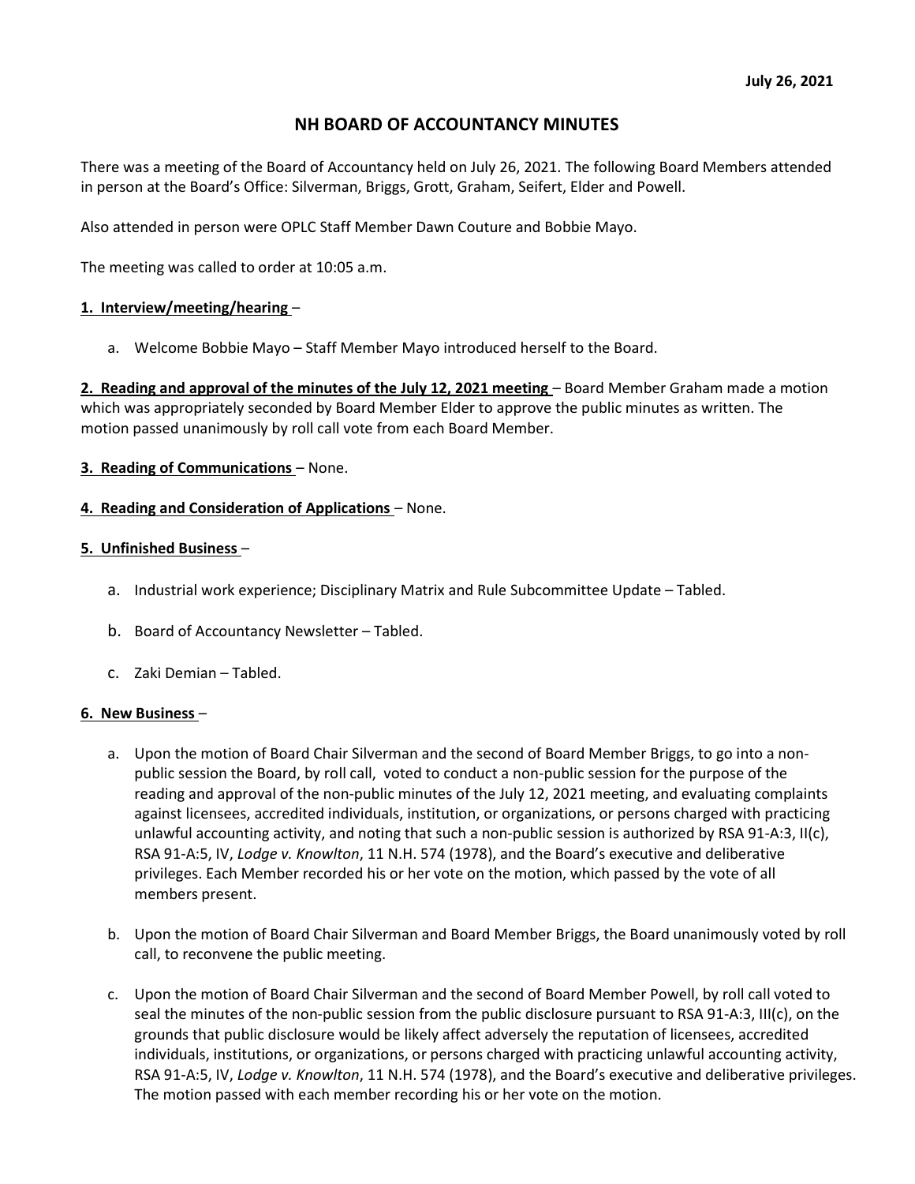July 26, 2021

# NH BOARD OF ACCOUNTANCY MINUTES

There was a meeting of the Board of Accountancy held on July 26, 2021. The following Board Members attended in person at the Board's Office: Silverman, Briggs, Grott, Graham, Seifert, Elder and Powell.

Also attended in person were OPLC Staff Member Dawn Couture and Bobbie Mayo.

The meeting was called to order at 10:05 a.m.

**1. Interview/meeting/hearing** –

a. Welcome Bobbie Mayo – Staff Member Mayo introduced herself to the Board.

**2. Reading and approval of the minutes of the July 12, 2021 meeting** – Board Member Graham made a motion which was appropriately seconded by Board Member Elder to approve the public minutes as written. The motion passed unanimously by roll call vote from each Board Member.

**3. Reading of Communications** – None.

**4. Reading and Consideration of Applications** – None.

**5. Unfinished Business** –

a. Industrial work experience; Disciplinary Matrix and Rule Subcommittee Update – Tabled.

b. Board of Accountancy Newsletter – Tabled.

c. Zaki Demian – Tabled.

**6. New Business** –

a. Upon the motion of Board Chair Silverman and the second of Board Member Briggs, to go into a non-public session the Board, by roll call, voted to conduct a non-public session for the purpose of the reading and approval of the non-public minutes of the July 12, 2021 meeting, and evaluating complaints against licensees, accredited individuals, institution, or organizations, or persons charged with practicing unlawful accounting activity, and noting that such a non-public session is authorized by RSA 91-A:3, II(c), RSA 91-A:5, IV, *Lodge v. Knowlton*, 11 N.H. 574 (1978), and the Board's executive and deliberative privileges. Each Member recorded his or her vote on the motion, which passed by the vote of all members present.

b. Upon the motion of Board Chair Silverman and Board Member Briggs, the Board unanimously voted by roll call, to reconvene the public meeting.

c. Upon the motion of Board Chair Silverman and the second of Board Member Powell, by roll call voted to seal the minutes of the non-public session from the public disclosure pursuant to RSA 91-A:3, III(c), on the grounds that public disclosure would be likely affect adversely the reputation of licensees, accredited individuals, institutions, or organizations, or persons charged with practicing unlawful accounting activity, RSA 91-A:5, IV, *Lodge v. Knowlton*, 11 N.H. 574 (1978), and the Board's executive and deliberative privileges. The motion passed with each member recording his or her vote on the motion.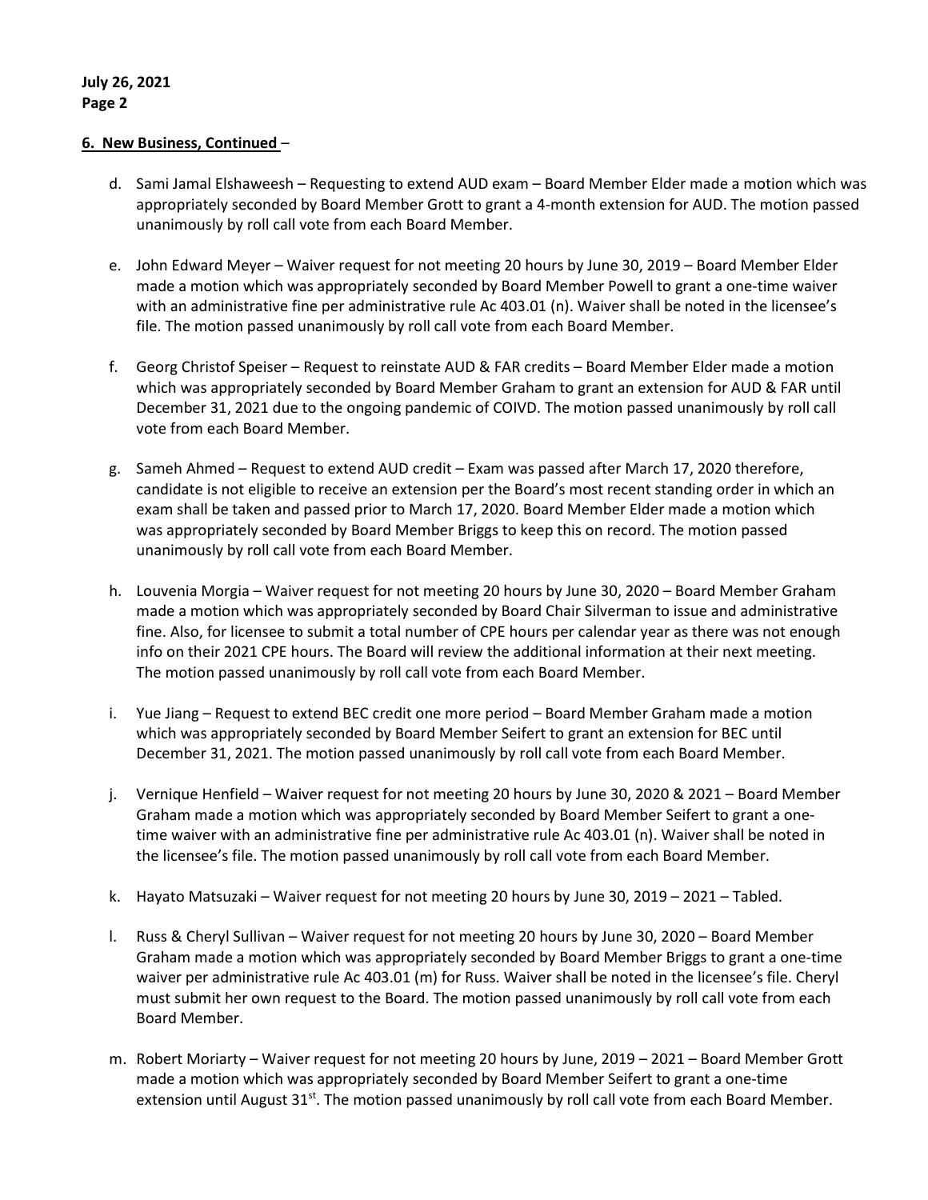**6. New Business, Continued** –

d. Sami Jamal Elshaweesh – Requesting to extend AUD exam – Board Member Elder made a motion which was appropriately seconded by Board Member Grott to grant a 4-month extension for AUD. The motion passed unanimously by roll call vote from each Board Member.

e. John Edward Meyer – Waiver request for not meeting 20 hours by June 30, 2019 – Board Member Elder made a motion which was appropriately seconded by Board Member Powell to grant a one-time waiver with an administrative fine per administrative rule Ac 403.01 (n). Waiver shall be noted in the licensee's file. The motion passed unanimously by roll call vote from each Board Member.

f. Georg Christof Speiser – Request to reinstate AUD & FAR credits – Board Member Elder made a motion which was appropriately seconded by Board Member Graham to grant an extension for AUD & FAR until December 31, 2021 due to the ongoing pandemic of COIVD. The motion passed unanimously by roll call vote from each Board Member.

g. Sameh Ahmed – Request to extend AUD credit – Exam was passed after March 17, 2020 therefore, candidate is not eligible to receive an extension per the Board's most recent standing order in which an exam shall be taken and passed prior to March 17, 2020. Board Member Elder made a motion which was appropriately seconded by Board Member Briggs to keep this on record. The motion passed unanimously by roll call vote from each Board Member.

h. Louvenia Morgia – Waiver request for not meeting 20 hours by June 30, 2020 – Board Member Graham made a motion which was appropriately seconded by Board Chair Silverman to issue and administrative fine. Also, for licensee to submit a total number of CPE hours per calendar year as there was not enough info on their 2021 CPE hours. The Board will review the additional information at their next meeting. The motion passed unanimously by roll call vote from each Board Member.

i. Yue Jiang – Request to extend BEC credit one more period – Board Member Graham made a motion which was appropriately seconded by Board Member Seifert to grant an extension for BEC until December 31, 2021. The motion passed unanimously by roll call vote from each Board Member.

j. Vernique Henfield – Waiver request for not meeting 20 hours by June 30, 2020 & 2021 – Board Member Graham made a motion which was appropriately seconded by Board Member Seifert to grant a one-time waiver with an administrative fine per administrative rule Ac 403.01 (n). Waiver shall be noted in the licensee's file. The motion passed unanimously by roll call vote from each Board Member.

k. Hayato Matsuzaki – Waiver request for not meeting 20 hours by June 30, 2019 – 2021 – Tabled.

l. Russ & Cheryl Sullivan – Waiver request for not meeting 20 hours by June 30, 2020 – Board Member Graham made a motion which was appropriately seconded by Board Member Briggs to grant a one-time waiver per administrative rule Ac 403.01 (m) for Russ. Waiver shall be noted in the licensee's file. Cheryl must submit her own request to the Board. The motion passed unanimously by roll call vote from each Board Member.

m. Robert Moriarty – Waiver request for not meeting 20 hours by June, 2019 – 2021 – Board Member Grott made a motion which was appropriately seconded by Board Member Seifert to grant a one-time extension until August 31st. The motion passed unanimously by roll call vote from each Board Member.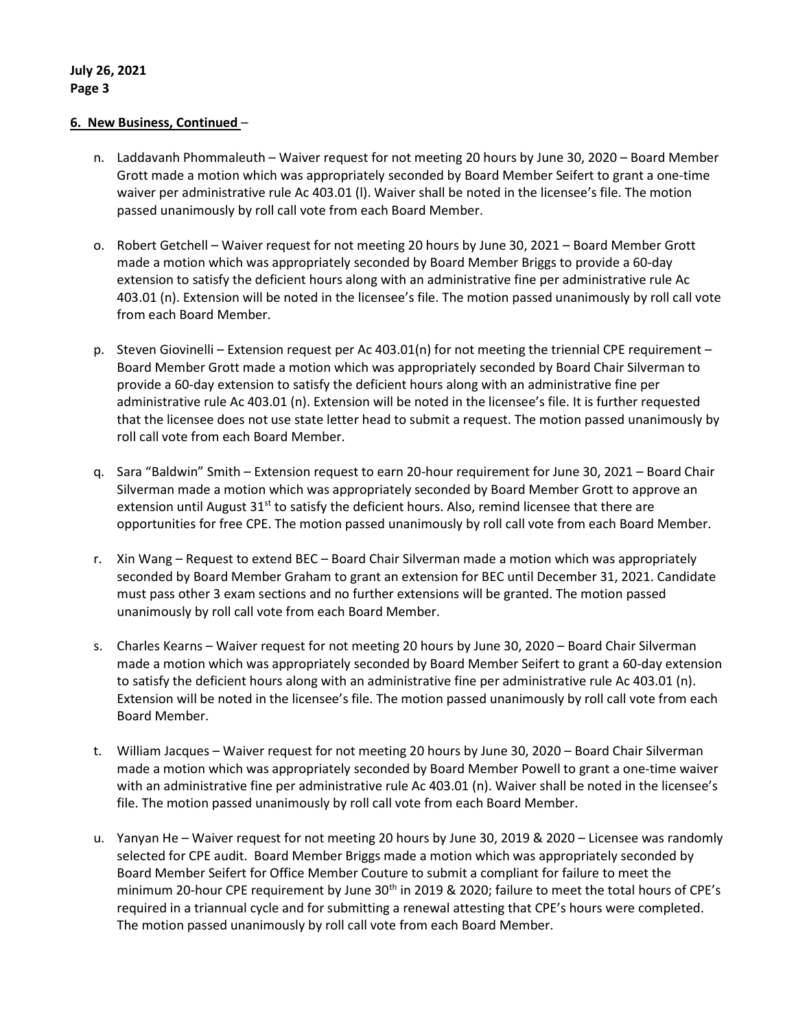**6. New Business, Continued** –

n. Laddavanh Phommaleuth – Waiver request for not meeting 20 hours by June 30, 2020 – Board Member Grott made a motion which was appropriately seconded by Board Member Seifert to grant a one-time waiver per administrative rule Ac 403.01 (l). Waiver shall be noted in the licensee's file. The motion passed unanimously by roll call vote from each Board Member.

o. Robert Getchell – Waiver request for not meeting 20 hours by June 30, 2021 – Board Member Grott made a motion which was appropriately seconded by Board Member Briggs to provide a 60-day extension to satisfy the deficient hours along with an administrative fine per administrative rule Ac 403.01 (n). Extension will be noted in the licensee's file. The motion passed unanimously by roll call vote from each Board Member.

p. Steven Giovinelli – Extension request per Ac 403.01(n) for not meeting the triennial CPE requirement – Board Member Grott made a motion which was appropriately seconded by Board Chair Silverman to provide a 60-day extension to satisfy the deficient hours along with an administrative fine per administrative rule Ac 403.01 (n). Extension will be noted in the licensee's file. It is further requested that the licensee does not use state letter head to submit a request. The motion passed unanimously by roll call vote from each Board Member.

q. Sara "Baldwin" Smith – Extension request to earn 20-hour requirement for June 30, 2021 – Board Chair Silverman made a motion which was appropriately seconded by Board Member Grott to approve an extension until August 31st to satisfy the deficient hours. Also, remind licensee that there are opportunities for free CPE. The motion passed unanimously by roll call vote from each Board Member.

r. Xin Wang – Request to extend BEC – Board Chair Silverman made a motion which was appropriately seconded by Board Member Graham to grant an extension for BEC until December 31, 2021. Candidate must pass other 3 exam sections and no further extensions will be granted. The motion passed unanimously by roll call vote from each Board Member.

s. Charles Kearns – Waiver request for not meeting 20 hours by June 30, 2020 – Board Chair Silverman made a motion which was appropriately seconded by Board Member Seifert to grant a 60-day extension to satisfy the deficient hours along with an administrative fine per administrative rule Ac 403.01 (n). Extension will be noted in the licensee's file. The motion passed unanimously by roll call vote from each Board Member.

t. William Jacques – Waiver request for not meeting 20 hours by June 30, 2020 – Board Chair Silverman made a motion which was appropriately seconded by Board Member Powell to grant a one-time waiver with an administrative fine per administrative rule Ac 403.01 (n). Waiver shall be noted in the licensee's file. The motion passed unanimously by roll call vote from each Board Member.

u. Yanyan He – Waiver request for not meeting 20 hours by June 30, 2019 & 2020 – Licensee was randomly selected for CPE audit. Board Member Briggs made a motion which was appropriately seconded by Board Member Seifert for Office Member Couture to submit a compliant for failure to meet the minimum 20-hour CPE requirement by June 30th in 2019 & 2020; failure to meet the total hours of CPE's required in a triannual cycle and for submitting a renewal attesting that CPE's hours were completed. The motion passed unanimously by roll call vote from each Board Member.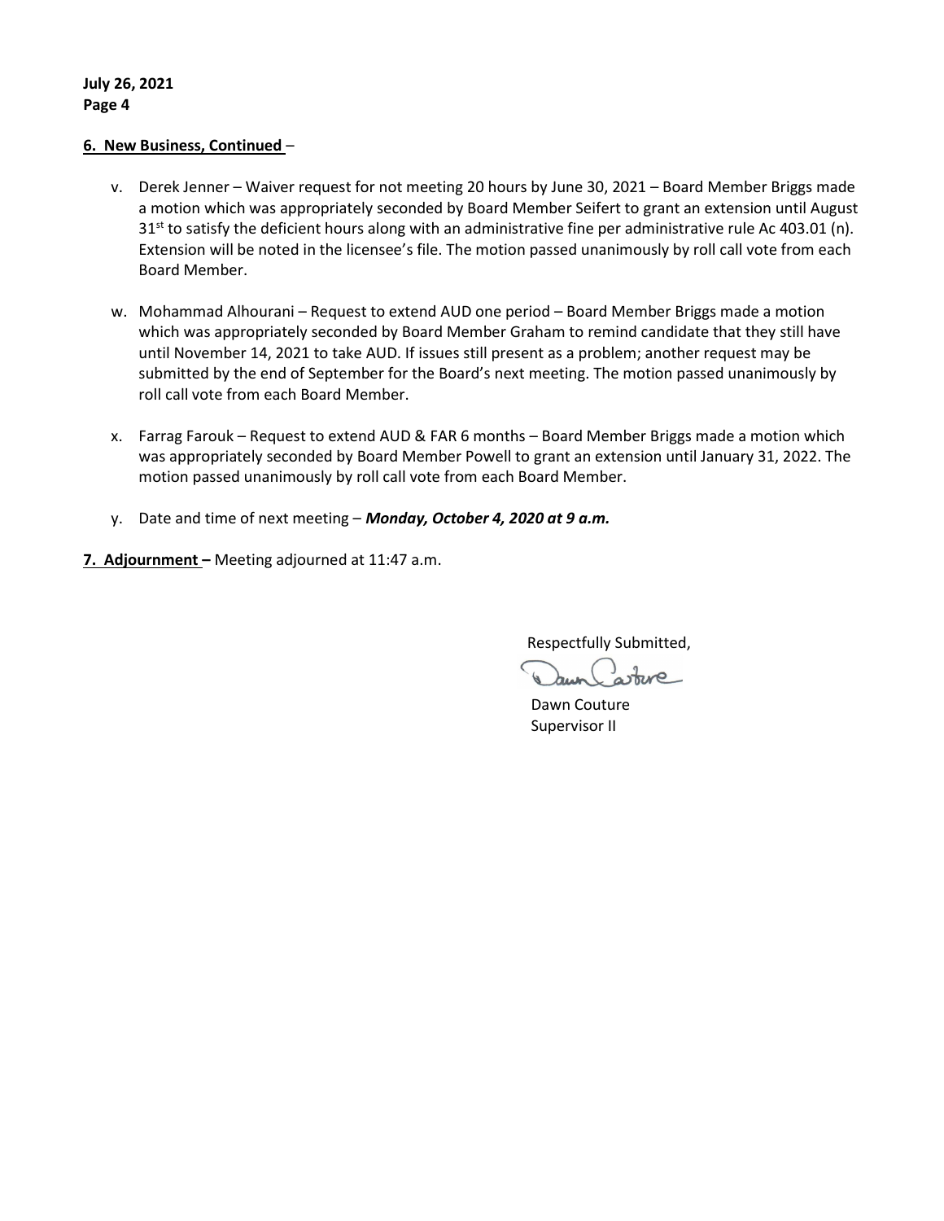**6. New Business, Continued** –

v. Derek Jenner – Waiver request for not meeting 20 hours by June 30, 2021 – Board Member Briggs made a motion which was appropriately seconded by Board Member Seifert to grant an extension until August 31st to satisfy the deficient hours along with an administrative fine per administrative rule Ac 403.01 (n). Extension will be noted in the licensee's file. The motion passed unanimously by roll call vote from each Board Member.

w. Mohammad Alhourani – Request to extend AUD one period – Board Member Briggs made a motion which was appropriately seconded by Board Member Graham to remind candidate that they still have until November 14, 2021 to take AUD. If issues still present as a problem; another request may be submitted by the end of September for the Board's next meeting. The motion passed unanimously by roll call vote from each Board Member.

x. Farrag Farouk – Request to extend AUD & FAR 6 months – Board Member Briggs made a motion which was appropriately seconded by Board Member Powell to grant an extension until January 31, 2022. The motion passed unanimously by roll call vote from each Board Member.

y. Date and time of next meeting – ***Monday, October 4, 2020 at 9 a.m.***

**7. Adjournment –** Meeting adjourned at 11:47 a.m.

Respectfully Submitted,

Dawn Couture
Supervisor II